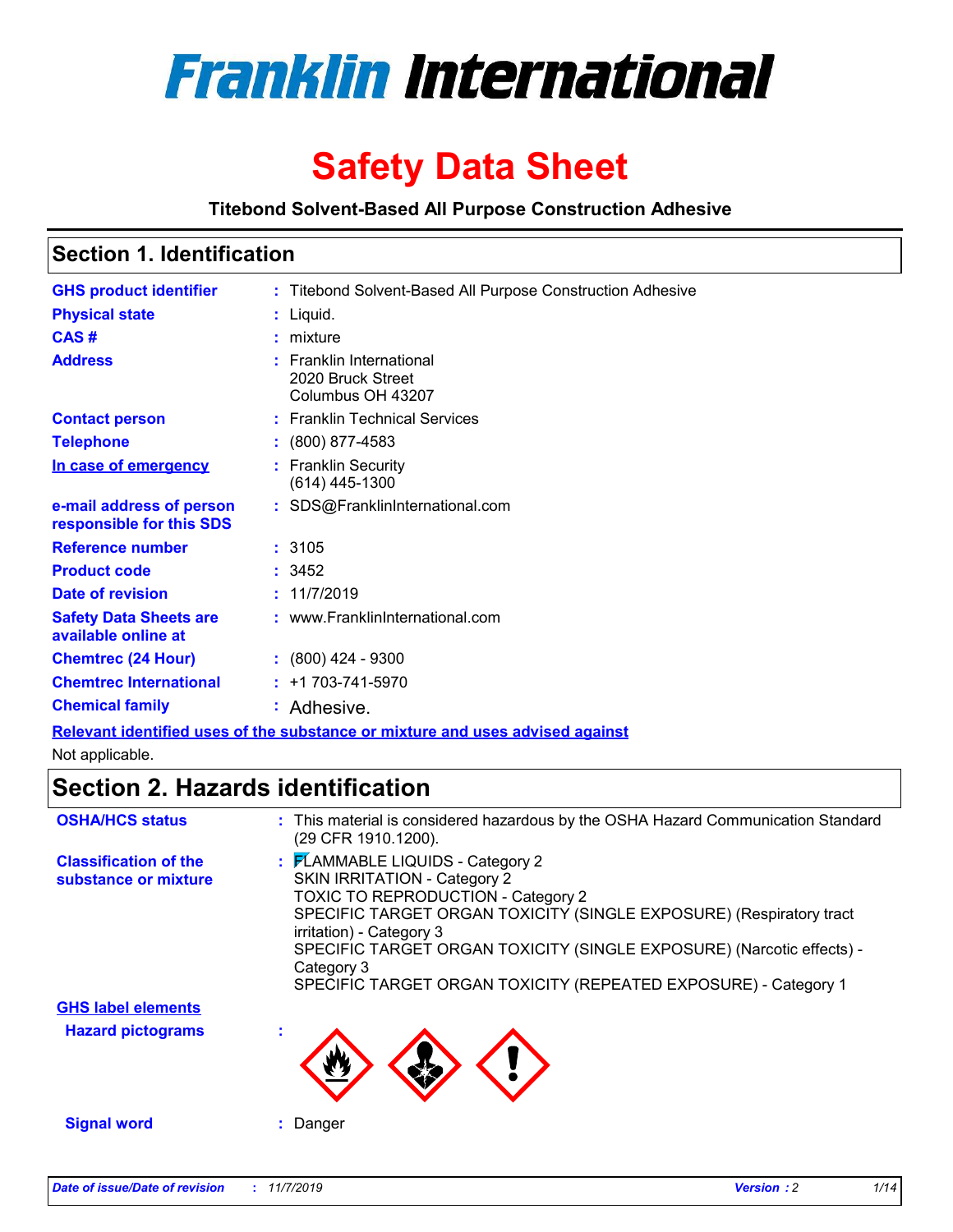# Franklin International

# Safety Data Sheet

**Titebond Solvent-Based All Purpose Construction Adhesive**

## Section 1. Identification

| | | |
|---|---|---|
| **GHS product identifier** | : | Titebond Solvent-Based All Purpose Construction Adhesive |
| **Physical state** | : | Liquid. |
| **CAS #** | : | mixture |
| **Address** | : | Franklin International<br>2020 Bruck Street<br>Columbus OH 43207 |
| **Contact person** | : | Franklin Technical Services |
| **Telephone** | : | (800) 877-4583 |
| **In case of emergency** | : | Franklin Security<br>(614) 445-1300 |
| **e-mail address of person responsible for this SDS** | : | SDS@FranklinInternational.com |
| **Reference number** | : | 3105 |
| **Product code** | : | 3452 |
| **Date of revision** | : | 11/7/2019 |
| **Safety Data Sheets are available online at** | : | www.FranklinInternational.com |
| **Chemtrec (24 Hour)** | : | (800) 424 - 9300 |
| **Chemtrec International** | : | +1 703-741-5970 |
| **Chemical family** | : | Adhesive. |

**Relevant identified uses of the substance or mixture and uses advised against**

Not applicable.

## Section 2. Hazards identification

| | | |
|---|---|---|
| **OSHA/HCS status** | : | This material is considered hazardous by the OSHA Hazard Communication Standard (29 CFR 1910.1200). |
| **Classification of the substance or mixture** | : | FLAMMABLE LIQUIDS - Category 2<br>SKIN IRRITATION - Category 2<br>TOXIC TO REPRODUCTION - Category 2<br>SPECIFIC TARGET ORGAN TOXICITY (SINGLE EXPOSURE) (Respiratory tract irritation) - Category 3<br>SPECIFIC TARGET ORGAN TOXICITY (SINGLE EXPOSURE) (Narcotic effects) - Category 3<br>SPECIFIC TARGET ORGAN TOXICITY (REPEATED EXPOSURE) - Category 1 |

**GHS label elements**

**Hazard pictograms** :

**Signal word** : Danger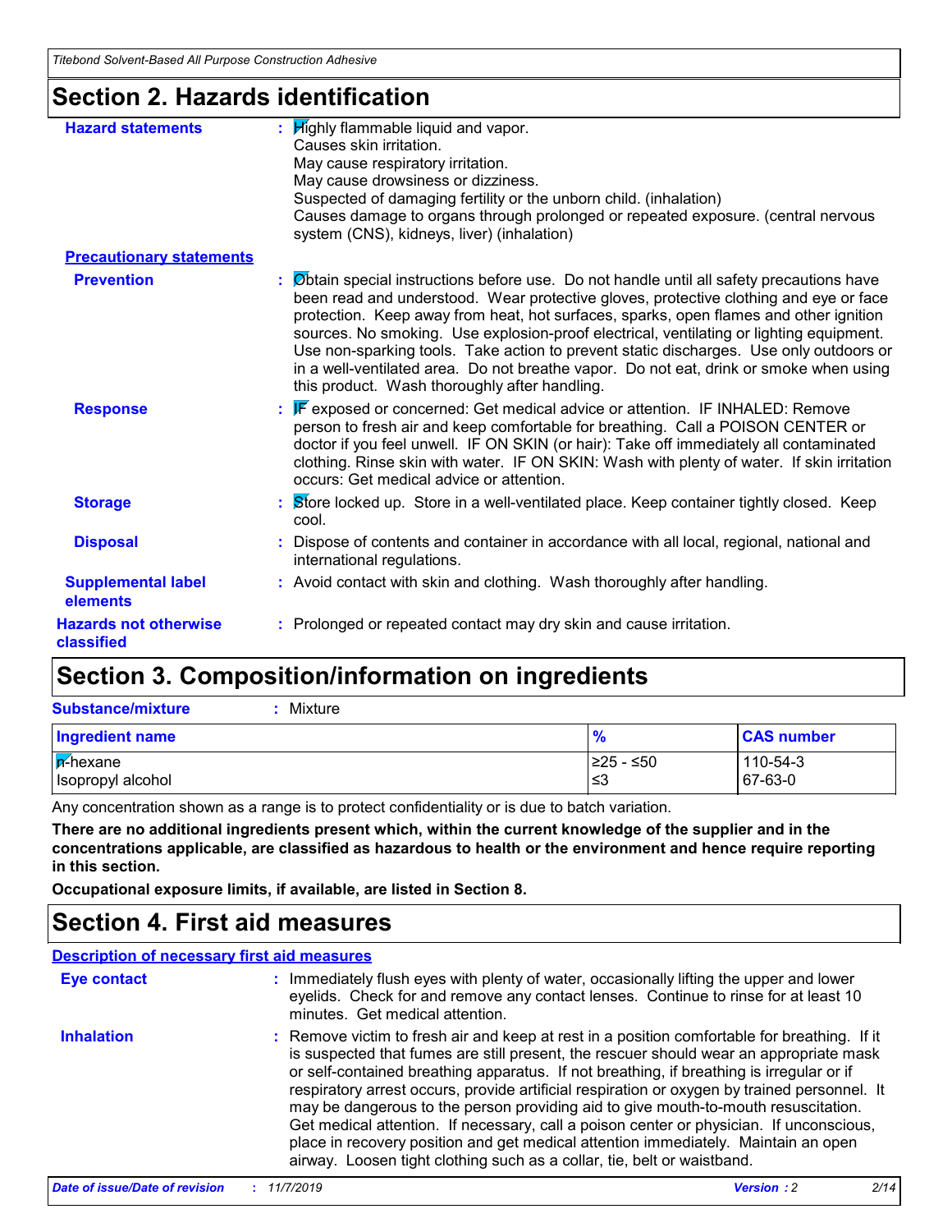## Section 2. Hazards identification

**Hazard statements** : Highly flammable liquid and vapor.
Causes skin irritation.
May cause respiratory irritation.
May cause drowsiness or dizziness.
Suspected of damaging fertility or the unborn child. (inhalation)
Causes damage to organs through prolonged or repeated exposure. (central nervous system (CNS), kidneys, liver) (inhalation)

**Precautionary statements**

**Prevention** : Obtain special instructions before use. Do not handle until all safety precautions have been read and understood. Wear protective gloves, protective clothing and eye or face protection. Keep away from heat, hot surfaces, sparks, open flames and other ignition sources. No smoking. Use explosion-proof electrical, ventilating or lighting equipment. Use non-sparking tools. Take action to prevent static discharges. Use only outdoors or in a well-ventilated area. Do not breathe vapor. Do not eat, drink or smoke when using this product. Wash thoroughly after handling.

**Response** : IF exposed or concerned: Get medical advice or attention. IF INHALED: Remove person to fresh air and keep comfortable for breathing. Call a POISON CENTER or doctor if you feel unwell. IF ON SKIN (or hair): Take off immediately all contaminated clothing. Rinse skin with water. IF ON SKIN: Wash with plenty of water. If skin irritation occurs: Get medical advice or attention.

**Storage** : Store locked up. Store in a well-ventilated place. Keep container tightly closed. Keep cool.

**Disposal** : Dispose of contents and container in accordance with all local, regional, national and international regulations.

**Supplemental label elements** : Avoid contact with skin and clothing. Wash thoroughly after handling.

**Hazards not otherwise classified** : Prolonged or repeated contact may dry skin and cause irritation.

## Section 3. Composition/information on ingredients

**Substance/mixture** : Mixture

| Ingredient name | % | CAS number |
|---|---|---|
| n-hexane | ≥25 - ≤50 | 110-54-3 |
| Isopropyl alcohol | ≤3 | 67-63-0 |

Any concentration shown as a range is to protect confidentiality or is due to batch variation.

**There are no additional ingredients present which, within the current knowledge of the supplier and in the concentrations applicable, are classified as hazardous to health or the environment and hence require reporting in this section.**

**Occupational exposure limits, if available, are listed in Section 8.**

## Section 4. First aid measures

**Description of necessary first aid measures**

**Eye contact** : Immediately flush eyes with plenty of water, occasionally lifting the upper and lower eyelids. Check for and remove any contact lenses. Continue to rinse for at least 10 minutes. Get medical attention.

**Inhalation** : Remove victim to fresh air and keep at rest in a position comfortable for breathing. If it is suspected that fumes are still present, the rescuer should wear an appropriate mask or self-contained breathing apparatus. If not breathing, if breathing is irregular or if respiratory arrest occurs, provide artificial respiration or oxygen by trained personnel. It may be dangerous to the person providing aid to give mouth-to-mouth resuscitation. Get medical attention. If necessary, call a poison center or physician. If unconscious, place in recovery position and get medical attention immediately. Maintain an open airway. Loosen tight clothing such as a collar, tie, belt or waistband.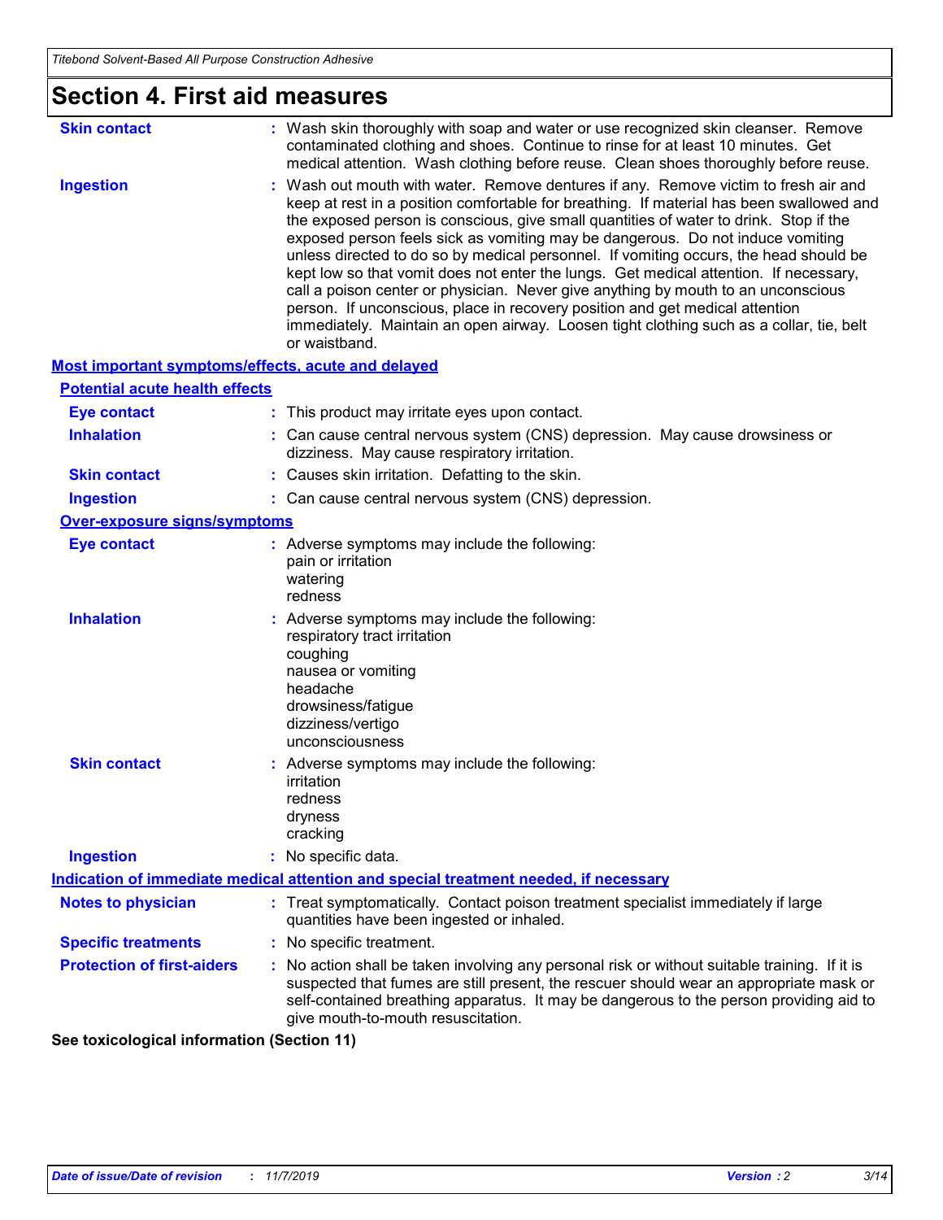# Section 4. First aid measures

**Skin contact** : Wash skin thoroughly with soap and water or use recognized skin cleanser. Remove contaminated clothing and shoes. Continue to rinse for at least 10 minutes. Get medical attention. Wash clothing before reuse. Clean shoes thoroughly before reuse.

**Ingestion** : Wash out mouth with water. Remove dentures if any. Remove victim to fresh air and keep at rest in a position comfortable for breathing. If material has been swallowed and the exposed person is conscious, give small quantities of water to drink. Stop if the exposed person feels sick as vomiting may be dangerous. Do not induce vomiting unless directed to do so by medical personnel. If vomiting occurs, the head should be kept low so that vomit does not enter the lungs. Get medical attention. If necessary, call a poison center or physician. Never give anything by mouth to an unconscious person. If unconscious, place in recovery position and get medical attention immediately. Maintain an open airway. Loosen tight clothing such as a collar, tie, belt or waistband.

## Most important symptoms/effects, acute and delayed

### Potential acute health effects

**Eye contact** : This product may irritate eyes upon contact.

**Inhalation** : Can cause central nervous system (CNS) depression. May cause drowsiness or dizziness. May cause respiratory irritation.

**Skin contact** : Causes skin irritation. Defatting to the skin.

**Ingestion** : Can cause central nervous system (CNS) depression.

### Over-exposure signs/symptoms

**Eye contact** : Adverse symptoms may include the following:
pain or irritation
watering
redness

**Inhalation** : Adverse symptoms may include the following:
respiratory tract irritation
coughing
nausea or vomiting
headache
drowsiness/fatigue
dizziness/vertigo
unconsciousness

**Skin contact** : Adverse symptoms may include the following:
irritation
redness
dryness
cracking

**Ingestion** : No specific data.

## Indication of immediate medical attention and special treatment needed, if necessary

**Notes to physician** : Treat symptomatically. Contact poison treatment specialist immediately if large quantities have been ingested or inhaled.

**Specific treatments** : No specific treatment.

**Protection of first-aiders** : No action shall be taken involving any personal risk or without suitable training. If it is suspected that fumes are still present, the rescuer should wear an appropriate mask or self-contained breathing apparatus. It may be dangerous to the person providing aid to give mouth-to-mouth resuscitation.

**See toxicological information (Section 11)**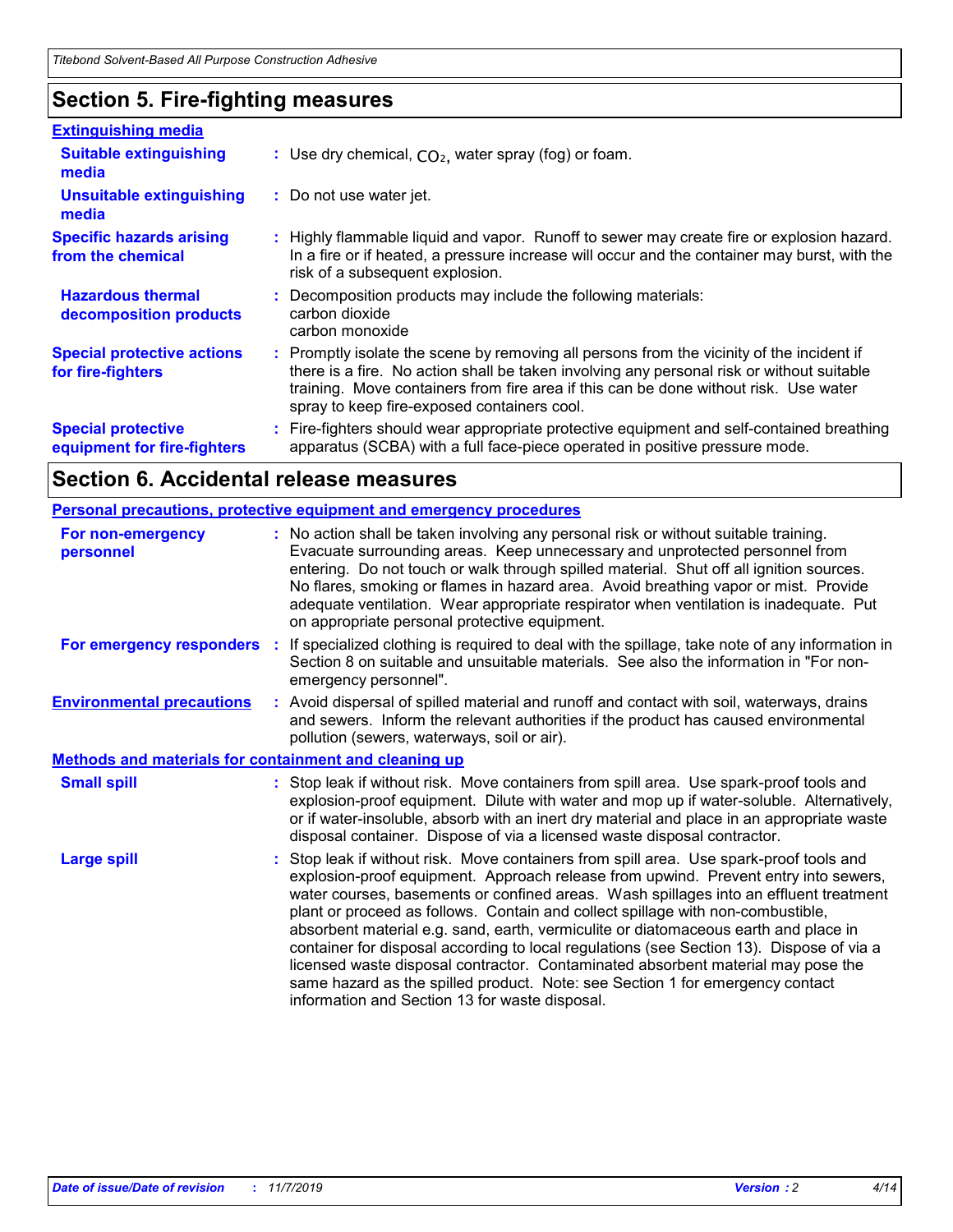## Section 5. Fire-fighting measures

### Extinguishing media

**Suitable extinguishing media** : Use dry chemical, $CO_2$, water spray (fog) or foam.

**Unsuitable extinguishing media** : Do not use water jet.

**Specific hazards arising from the chemical** : Highly flammable liquid and vapor. Runoff to sewer may create fire or explosion hazard. In a fire or if heated, a pressure increase will occur and the container may burst, with the risk of a subsequent explosion.

**Hazardous thermal decomposition products** : Decomposition products may include the following materials:
carbon dioxide
carbon monoxide

**Special protective actions for fire-fighters** : Promptly isolate the scene by removing all persons from the vicinity of the incident if there is a fire. No action shall be taken involving any personal risk or without suitable training. Move containers from fire area if this can be done without risk. Use water spray to keep fire-exposed containers cool.

**Special protective equipment for fire-fighters** : Fire-fighters should wear appropriate protective equipment and self-contained breathing apparatus (SCBA) with a full face-piece operated in positive pressure mode.

## Section 6. Accidental release measures

### Personal precautions, protective equipment and emergency procedures

**For non-emergency personnel** : No action shall be taken involving any personal risk or without suitable training. Evacuate surrounding areas. Keep unnecessary and unprotected personnel from entering. Do not touch or walk through spilled material. Shut off all ignition sources. No flares, smoking or flames in hazard area. Avoid breathing vapor or mist. Provide adequate ventilation. Wear appropriate respirator when ventilation is inadequate. Put on appropriate personal protective equipment.

**For emergency responders** : If specialized clothing is required to deal with the spillage, take note of any information in Section 8 on suitable and unsuitable materials. See also the information in "For non-emergency personnel".

**Environmental precautions** : Avoid dispersal of spilled material and runoff and contact with soil, waterways, drains and sewers. Inform the relevant authorities if the product has caused environmental pollution (sewers, waterways, soil or air).

### Methods and materials for containment and cleaning up

**Small spill** : Stop leak if without risk. Move containers from spill area. Use spark-proof tools and explosion-proof equipment. Dilute with water and mop up if water-soluble. Alternatively, or if water-insoluble, absorb with an inert dry material and place in an appropriate waste disposal container. Dispose of via a licensed waste disposal contractor.

**Large spill** : Stop leak if without risk. Move containers from spill area. Use spark-proof tools and explosion-proof equipment. Approach release from upwind. Prevent entry into sewers, water courses, basements or confined areas. Wash spillages into an effluent treatment plant or proceed as follows. Contain and collect spillage with non-combustible, absorbent material e.g. sand, earth, vermiculite or diatomaceous earth and place in container for disposal according to local regulations (see Section 13). Dispose of via a licensed waste disposal contractor. Contaminated absorbent material may pose the same hazard as the spilled product. Note: see Section 1 for emergency contact information and Section 13 for waste disposal.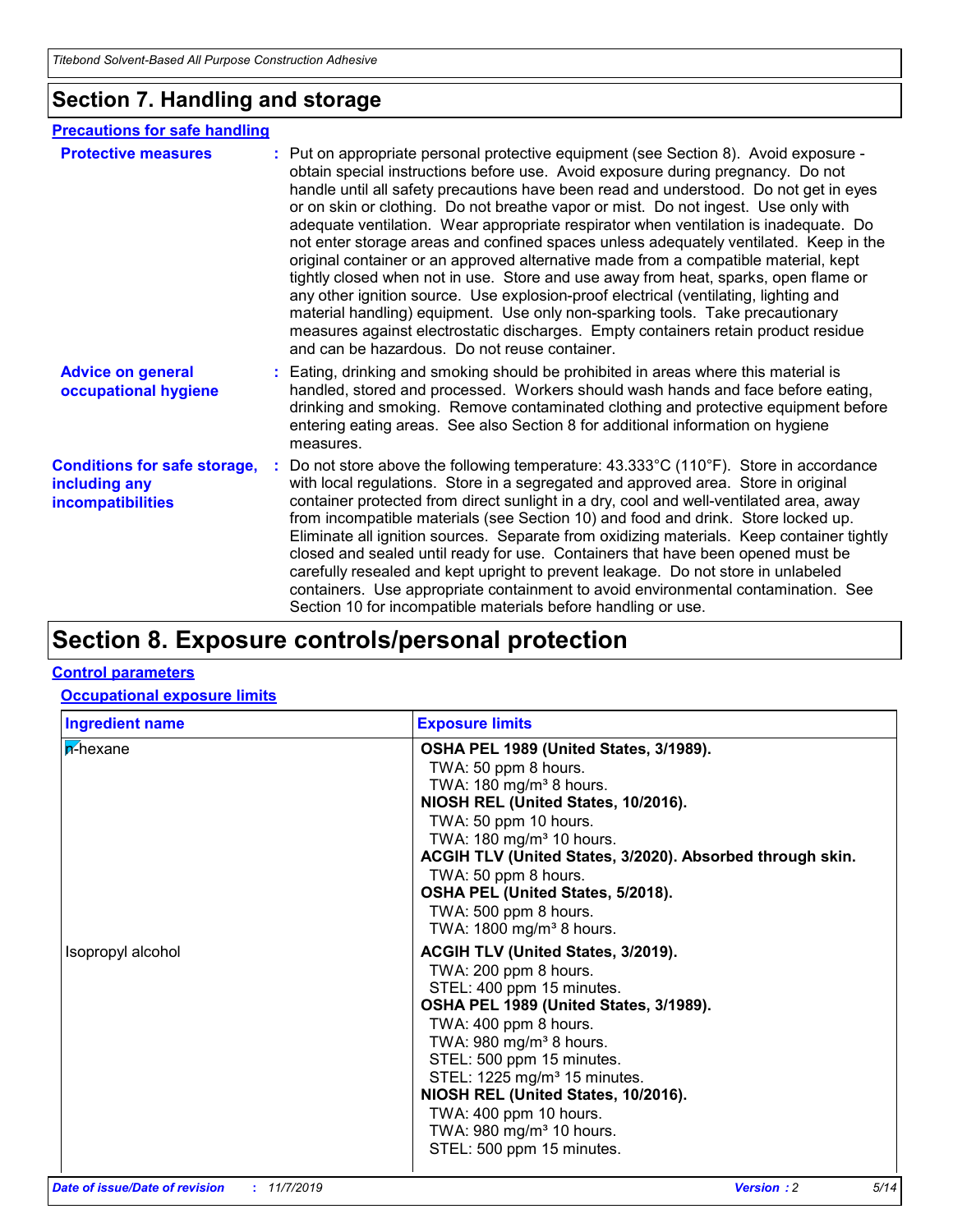## Section 7. Handling and storage

### Precautions for safe handling

**Protective measures** : Put on appropriate personal protective equipment (see Section 8). Avoid exposure - obtain special instructions before use. Avoid exposure during pregnancy. Do not handle until all safety precautions have been read and understood. Do not get in eyes or on skin or clothing. Do not breathe vapor or mist. Do not ingest. Use only with adequate ventilation. Wear appropriate respirator when ventilation is inadequate. Do not enter storage areas and confined spaces unless adequately ventilated. Keep in the original container or an approved alternative made from a compatible material, kept tightly closed when not in use. Store and use away from heat, sparks, open flame or any other ignition source. Use explosion-proof electrical (ventilating, lighting and material handling) equipment. Use only non-sparking tools. Take precautionary measures against electrostatic discharges. Empty containers retain product residue and can be hazardous. Do not reuse container.

**Advice on general occupational hygiene** : Eating, drinking and smoking should be prohibited in areas where this material is handled, stored and processed. Workers should wash hands and face before eating, drinking and smoking. Remove contaminated clothing and protective equipment before entering eating areas. See also Section 8 for additional information on hygiene measures.

**Conditions for safe storage, including any incompatibilities** : Do not store above the following temperature: 43.333°C (110°F). Store in accordance with local regulations. Store in a segregated and approved area. Store in original container protected from direct sunlight in a dry, cool and well-ventilated area, away from incompatible materials (see Section 10) and food and drink. Store locked up. Eliminate all ignition sources. Separate from oxidizing materials. Keep container tightly closed and sealed until ready for use. Containers that have been opened must be carefully resealed and kept upright to prevent leakage. Do not store in unlabeled containers. Use appropriate containment to avoid environmental contamination. See Section 10 for incompatible materials before handling or use.

## Section 8. Exposure controls/personal protection

### Control parameters

#### Occupational exposure limits

| Ingredient name | Exposure limits |
|---|---|
| n-hexane | **OSHA PEL 1989 (United States, 3/1989).**<br>TWA: 50 ppm 8 hours.<br>TWA: 180 mg/m³ 8 hours.<br>**NIOSH REL (United States, 10/2016).**<br>TWA: 50 ppm 10 hours.<br>TWA: 180 mg/m³ 10 hours.<br>**ACGIH TLV (United States, 3/2020). Absorbed through skin.**<br>TWA: 50 ppm 8 hours.<br>**OSHA PEL (United States, 5/2018).**<br>TWA: 500 ppm 8 hours.<br>TWA: 1800 mg/m³ 8 hours. |
| Isopropyl alcohol | **ACGIH TLV (United States, 3/2019).**<br>TWA: 200 ppm 8 hours.<br>STEL: 400 ppm 15 minutes.<br>**OSHA PEL 1989 (United States, 3/1989).**<br>TWA: 400 ppm 8 hours.<br>TWA: 980 mg/m³ 8 hours.<br>STEL: 500 ppm 15 minutes.<br>STEL: 1225 mg/m³ 15 minutes.<br>**NIOSH REL (United States, 10/2016).**<br>TWA: 400 ppm 10 hours.<br>TWA: 980 mg/m³ 10 hours.<br>STEL: 500 ppm 15 minutes. |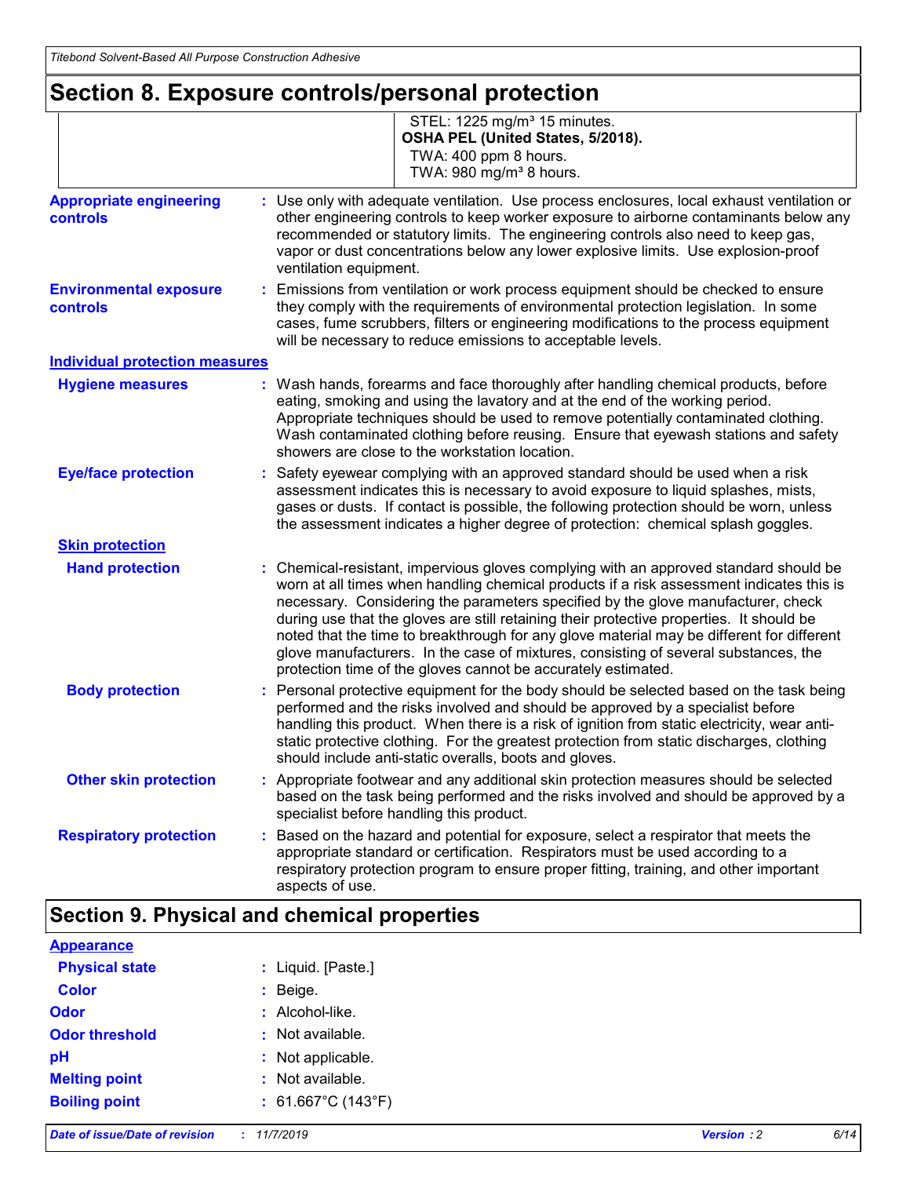## Section 8. Exposure controls/personal protection

| | |
|---|---|
| | STEL: 1225 mg/m³ 15 minutes. **OSHA PEL (United States, 5/2018).** TWA: 400 ppm 8 hours. TWA: 980 mg/m³ 8 hours. |

**Appropriate engineering controls** : Use only with adequate ventilation. Use process enclosures, local exhaust ventilation or other engineering controls to keep worker exposure to airborne contaminants below any recommended or statutory limits. The engineering controls also need to keep gas, vapor or dust concentrations below any lower explosive limits. Use explosion-proof ventilation equipment.

**Environmental exposure controls** : Emissions from ventilation or work process equipment should be checked to ensure they comply with the requirements of environmental protection legislation. In some cases, fume scrubbers, filters or engineering modifications to the process equipment will be necessary to reduce emissions to acceptable levels.

**Individual protection measures**

**Hygiene measures** : Wash hands, forearms and face thoroughly after handling chemical products, before eating, smoking and using the lavatory and at the end of the working period. Appropriate techniques should be used to remove potentially contaminated clothing. Wash contaminated clothing before reusing. Ensure that eyewash stations and safety showers are close to the workstation location.

**Eye/face protection** : Safety eyewear complying with an approved standard should be used when a risk assessment indicates this is necessary to avoid exposure to liquid splashes, mists, gases or dusts. If contact is possible, the following protection should be worn, unless the assessment indicates a higher degree of protection: chemical splash goggles.

**Skin protection**

**Hand protection** : Chemical-resistant, impervious gloves complying with an approved standard should be worn at all times when handling chemical products if a risk assessment indicates this is necessary. Considering the parameters specified by the glove manufacturer, check during use that the gloves are still retaining their protective properties. It should be noted that the time to breakthrough for any glove material may be different for different glove manufacturers. In the case of mixtures, consisting of several substances, the protection time of the gloves cannot be accurately estimated.

**Body protection** : Personal protective equipment for the body should be selected based on the task being performed and the risks involved and should be approved by a specialist before handling this product. When there is a risk of ignition from static electricity, wear anti-static protective clothing. For the greatest protection from static discharges, clothing should include anti-static overalls, boots and gloves.

**Other skin protection** : Appropriate footwear and any additional skin protection measures should be selected based on the task being performed and the risks involved and should be approved by a specialist before handling this product.

**Respiratory protection** : Based on the hazard and potential for exposure, select a respirator that meets the appropriate standard or certification. Respirators must be used according to a respiratory protection program to ensure proper fitting, training, and other important aspects of use.

## Section 9. Physical and chemical properties

**Appearance**

**Physical state** : Liquid. [Paste.]

**Color** : Beige.

**Odor** : Alcohol-like.

**Odor threshold** : Not available.

**pH** : Not applicable.

**Melting point** : Not available.

**Boiling point** : 61.667°C (143°F)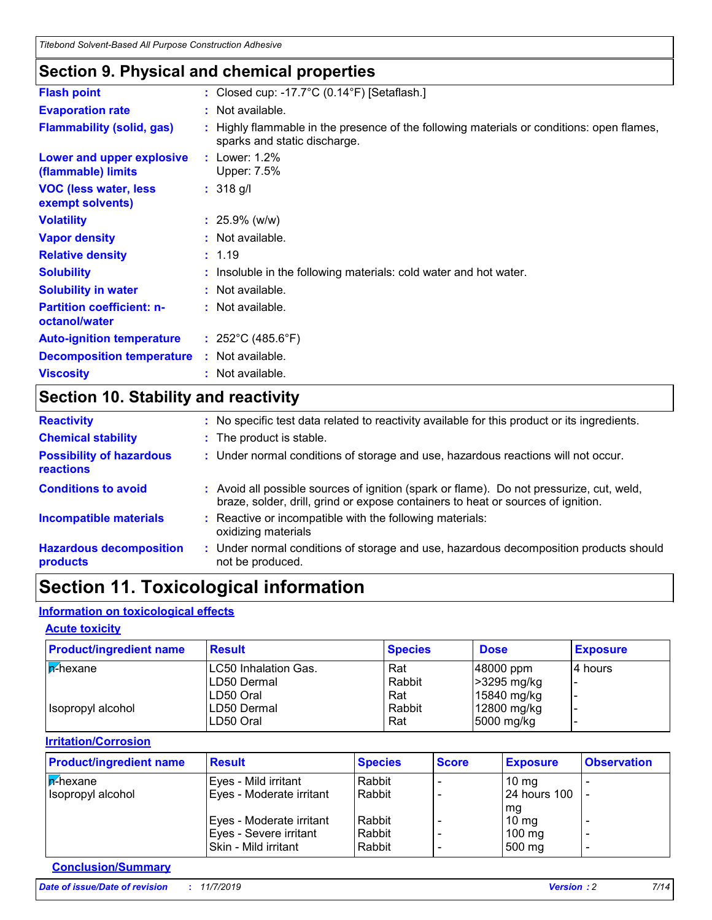## Section 9. Physical and chemical properties

**Flash point** : Closed cup: -17.7°C (0.14°F) [Setaflash.]

**Evaporation rate** : Not available.

**Flammability (solid, gas)** : Highly flammable in the presence of the following materials or conditions: open flames, sparks and static discharge.

**Lower and upper explosive (flammable) limits** : Lower: 1.2%
Upper: 7.5%

**VOC (less water, less exempt solvents)** : 318 g/l

**Volatility** : 25.9% (w/w)

**Vapor density** : Not available.

**Relative density** : 1.19

**Solubility** : Insoluble in the following materials: cold water and hot water.

**Solubility in water** : Not available.

**Partition coefficient: n-octanol/water** : Not available.

**Auto-ignition temperature** : 252°C (485.6°F)

**Decomposition temperature** : Not available.

**Viscosity** : Not available.

## Section 10. Stability and reactivity

**Reactivity** : No specific test data related to reactivity available for this product or its ingredients.

**Chemical stability** : The product is stable.

**Possibility of hazardous reactions** : Under normal conditions of storage and use, hazardous reactions will not occur.

**Conditions to avoid** : Avoid all possible sources of ignition (spark or flame). Do not pressurize, cut, weld, braze, solder, drill, grind or expose containers to heat or sources of ignition.

**Incompatible materials** : Reactive or incompatible with the following materials:
oxidizing materials

**Hazardous decomposition products** : Under normal conditions of storage and use, hazardous decomposition products should not be produced.

## Section 11. Toxicological information

### Information on toxicological effects

#### Acute toxicity

| Product/ingredient name | Result | Species | Dose | Exposure |
|---|---|---|---|---|
| n-hexane | LC50 Inhalation Gas. | Rat | 48000 ppm | 4 hours |
| | LD50 Dermal | Rabbit | >3295 mg/kg | - |
| | LD50 Oral | Rat | 15840 mg/kg | - |
| Isopropyl alcohol | LD50 Dermal | Rabbit | 12800 mg/kg | - |
| | LD50 Oral | Rat | 5000 mg/kg | - |

#### Irritation/Corrosion

| Product/ingredient name | Result | Species | Score | Exposure | Observation |
|---|---|---|---|---|---|
| n-hexane | Eyes - Mild irritant | Rabbit | - | 10 mg | - |
| Isopropyl alcohol | Eyes - Moderate irritant | Rabbit | - | 24 hours 100 mg | - |
| | Eyes - Moderate irritant | Rabbit | - | 10 mg | - |
| | Eyes - Severe irritant | Rabbit | - | 100 mg | - |
| | Skin - Mild irritant | Rabbit | - | 500 mg | - |

#### Conclusion/Summary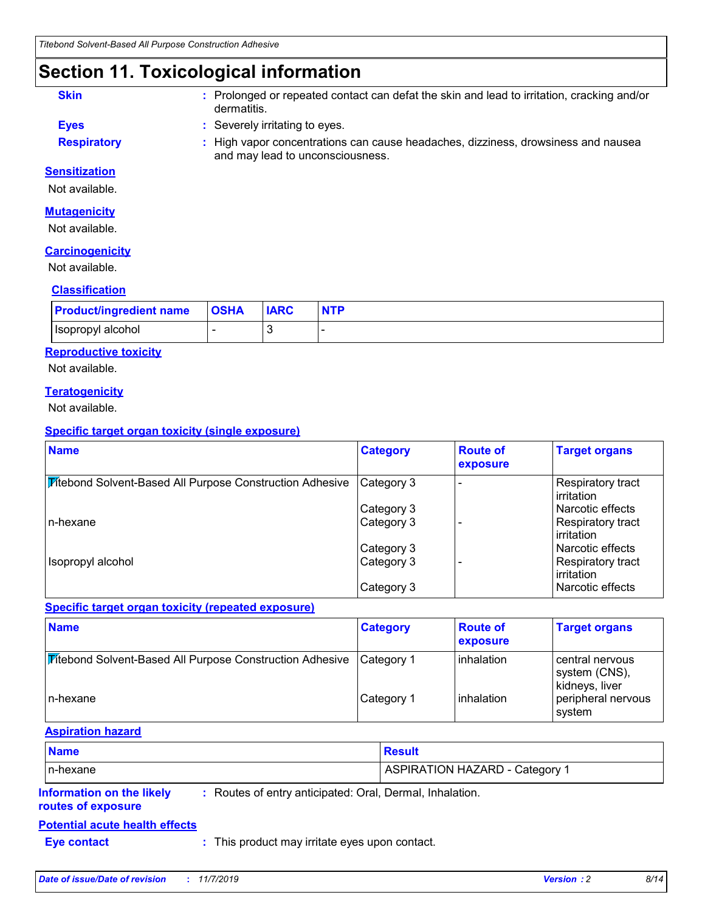# Section 11. Toxicological information

**Skin** : Prolonged or repeated contact can defat the skin and lead to irritation, cracking and/or dermatitis.

**Eyes** : Severely irritating to eyes.

**Respiratory** : High vapor concentrations can cause headaches, dizziness, drowsiness and nausea and may lead to unconsciousness.

**Sensitization**

Not available.

**Mutagenicity**

Not available.

**Carcinogenicity**

Not available.

**Classification**

| Product/ingredient name | OSHA | IARC | NTP |
|---|---|---|---|
| Isopropyl alcohol | - | 3 | - |

**Reproductive toxicity**

Not available.

**Teratogenicity**

Not available.

**Specific target organ toxicity (single exposure)**

| Name | Category | Route of exposure | Target organs |
|---|---|---|---|
| Titebond Solvent-Based All Purpose Construction Adhesive | Category 3 | - | Respiratory tract irritation |
| | Category 3 | | Narcotic effects |
| n-hexane | Category 3 | - | Respiratory tract irritation |
| | Category 3 | | Narcotic effects |
| Isopropyl alcohol | Category 3 | - | Respiratory tract irritation |
| | Category 3 | | Narcotic effects |

**Specific target organ toxicity (repeated exposure)**

| Name | Category | Route of exposure | Target organs |
|---|---|---|---|
| Titebond Solvent-Based All Purpose Construction Adhesive | Category 1 | inhalation | central nervous system (CNS), kidneys, liver |
| n-hexane | Category 1 | inhalation | peripheral nervous system |

**Aspiration hazard**

| Name | Result |
|---|---|
| n-hexane | ASPIRATION HAZARD - Category 1 |

**Information on the likely routes of exposure** : Routes of entry anticipated: Oral, Dermal, Inhalation.

**Potential acute health effects**

**Eye contact** : This product may irritate eyes upon contact.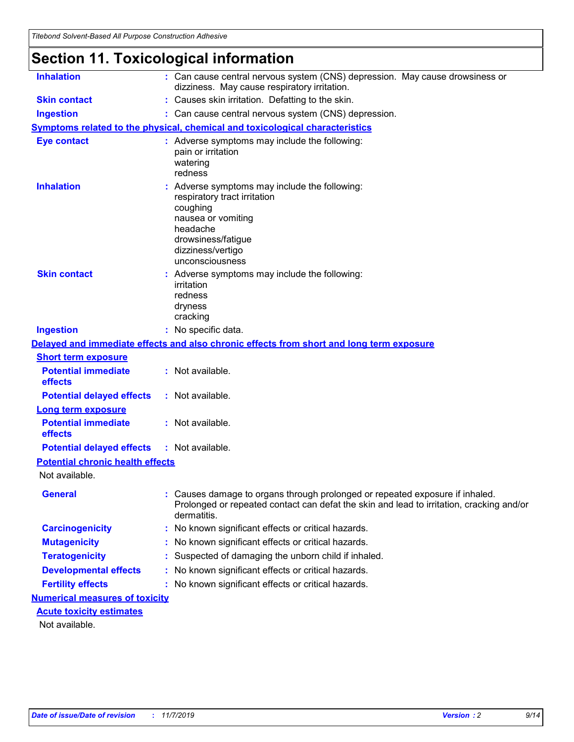# Section 11. Toxicological information

| | |
|---|---|
| **Inhalation** | : Can cause central nervous system (CNS) depression. May cause drowsiness or dizziness. May cause respiratory irritation. |
| **Skin contact** | : Causes skin irritation. Defatting to the skin. |
| **Ingestion** | : Can cause central nervous system (CNS) depression. |

**Symptoms related to the physical, chemical and toxicological characteristics**

| | |
|---|---|
| **Eye contact** | : Adverse symptoms may include the following:<br>pain or irritation<br>watering<br>redness |
| **Inhalation** | : Adverse symptoms may include the following:<br>respiratory tract irritation<br>coughing<br>nausea or vomiting<br>headache<br>drowsiness/fatigue<br>dizziness/vertigo<br>unconsciousness |
| **Skin contact** | : Adverse symptoms may include the following:<br>irritation<br>redness<br>dryness<br>cracking |
| **Ingestion** | : No specific data. |

**Delayed and immediate effects and also chronic effects from short and long term exposure**

**Short term exposure**

| | |
|---|---|
| **Potential immediate effects** | : Not available. |
| **Potential delayed effects** | : Not available. |

**Long term exposure**

| | |
|---|---|
| **Potential immediate effects** | : Not available. |
| **Potential delayed effects** | : Not available. |

**Potential chronic health effects**

Not available.

| | |
|---|---|
| **General** | : Causes damage to organs through prolonged or repeated exposure if inhaled. Prolonged or repeated contact can defat the skin and lead to irritation, cracking and/or dermatitis. |
| **Carcinogenicity** | : No known significant effects or critical hazards. |
| **Mutagenicity** | : No known significant effects or critical hazards. |
| **Teratogenicity** | : Suspected of damaging the unborn child if inhaled. |
| **Developmental effects** | : No known significant effects or critical hazards. |
| **Fertility effects** | : No known significant effects or critical hazards. |

**Numerical measures of toxicity**

**Acute toxicity estimates**

Not available.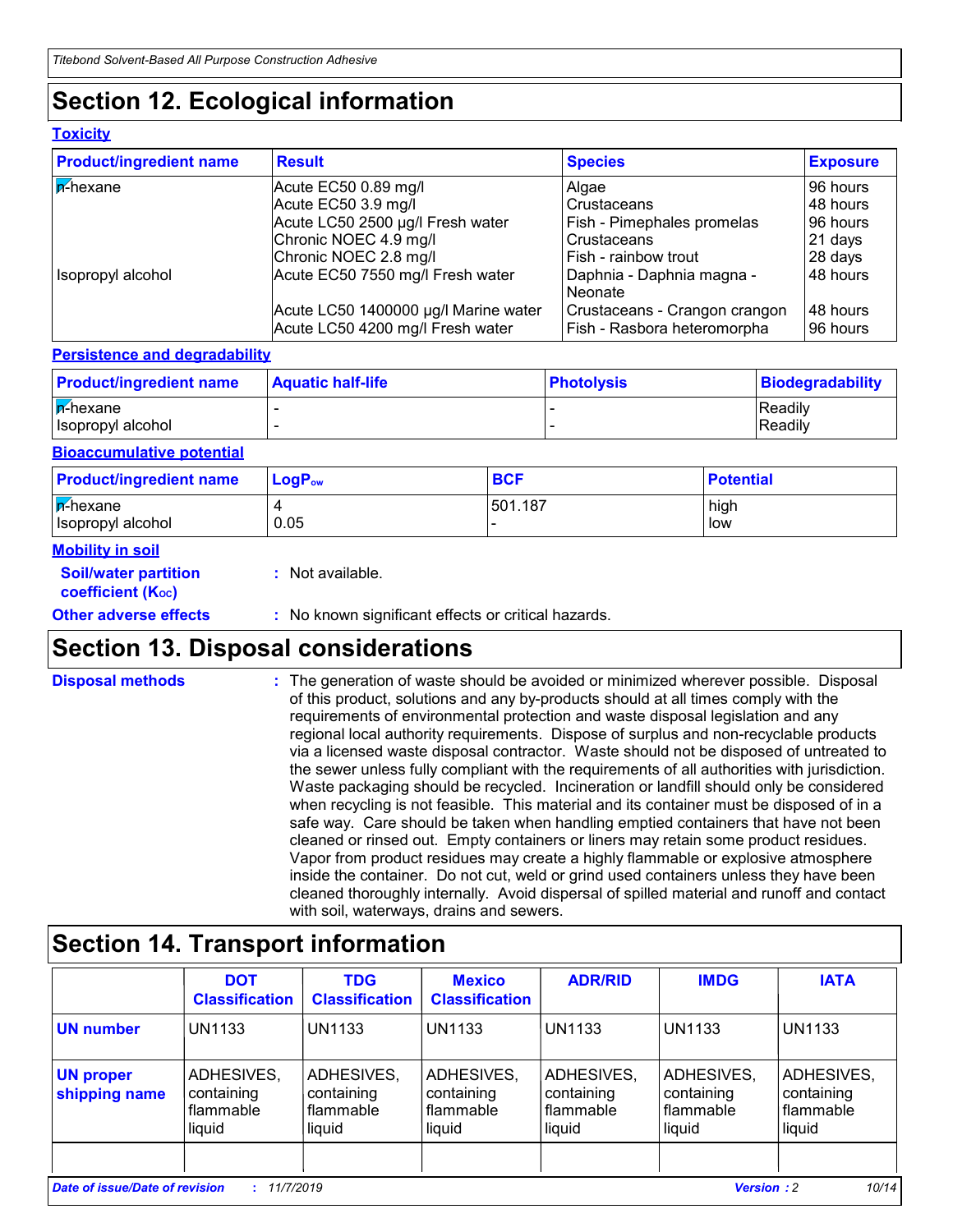## Section 12. Ecological information

### Toxicity

| Product/ingredient name | Result | Species | Exposure |
|---|---|---|---|
| n-hexane | Acute EC50 0.89 mg/l | Algae | 96 hours |
| | Acute EC50 3.9 mg/l | Crustaceans | 48 hours |
| | Acute LC50 2500 µg/l Fresh water | Fish - Pimephales promelas | 96 hours |
| | Chronic NOEC 4.9 mg/l | Crustaceans | 21 days |
| | Chronic NOEC 2.8 mg/l | Fish - rainbow trout | 28 days |
| Isopropyl alcohol | Acute EC50 7550 mg/l Fresh water | Daphnia - Daphnia magna - Neonate | 48 hours |
| | Acute LC50 1400000 µg/l Marine water | Crustaceans - Crangon crangon | 48 hours |
| | Acute LC50 4200 mg/l Fresh water | Fish - Rasbora heteromorpha | 96 hours |

### Persistence and degradability

| Product/ingredient name | Aquatic half-life | Photolysis | Biodegradability |
|---|---|---|---|
| n-hexane | - | - | Readily |
| Isopropyl alcohol | - | - | Readily |

### Bioaccumulative potential

| Product/ingredient name | $LogP_{ow}$ | BCF | Potential |
|---|---|---|---|
| n-hexane | 4 | 501.187 | high |
| Isopropyl alcohol | 0.05 | - | low |

### Mobility in soil

**Soil/water partition coefficient ($K_{OC}$)** : Not available.

**Other adverse effects** : No known significant effects or critical hazards.

## Section 13. Disposal considerations

**Disposal methods** : The generation of waste should be avoided or minimized wherever possible. Disposal of this product, solutions and any by-products should at all times comply with the requirements of environmental protection and waste disposal legislation and any regional local authority requirements. Dispose of surplus and non-recyclable products via a licensed waste disposal contractor. Waste should not be disposed of untreated to the sewer unless fully compliant with the requirements of all authorities with jurisdiction. Waste packaging should be recycled. Incineration or landfill should only be considered when recycling is not feasible. This material and its container must be disposed of in a safe way. Care should be taken when handling emptied containers that have not been cleaned or rinsed out. Empty containers or liners may retain some product residues. Vapor from product residues may create a highly flammable or explosive atmosphere inside the container. Do not cut, weld or grind used containers unless they have been cleaned thoroughly internally. Avoid dispersal of spilled material and runoff and contact with soil, waterways, drains and sewers.

## Section 14. Transport information

| | DOT Classification | TDG Classification | Mexico Classification | ADR/RID | IMDG | IATA |
|---|---|---|---|---|---|---|
| UN number | UN1133 | UN1133 | UN1133 | UN1133 | UN1133 | UN1133 |
| UN proper shipping name | ADHESIVES, containing flammable liquid | ADHESIVES, containing flammable liquid | ADHESIVES, containing flammable liquid | ADHESIVES, containing flammable liquid | ADHESIVES, containing flammable liquid | ADHESIVES, containing flammable liquid |
| | | | | | | |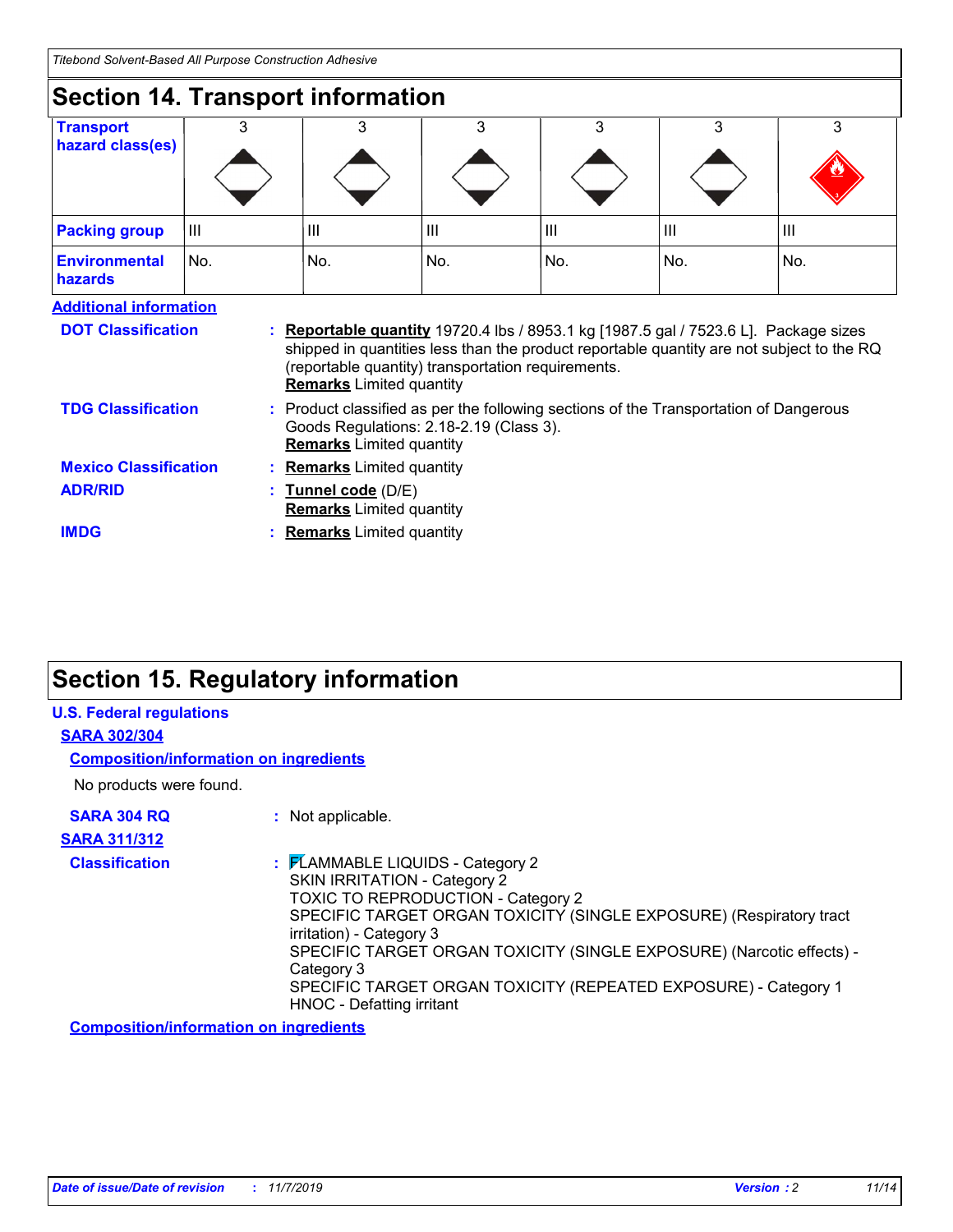## Section 14. Transport information

| Transport hazard class(es) | 3 | 3 | 3 | 3 | 3 | 3 |
|---|---|---|---|---|---|---|
| Packing group | III | III | III | III | III | III |
| Environmental hazards | No. | No. | No. | No. | No. | No. |

**Additional information**

**DOT Classification** : **Reportable quantity** 19720.4 lbs / 8953.1 kg [1987.5 gal / 7523.6 L]. Package sizes shipped in quantities less than the product reportable quantity are not subject to the RQ (reportable quantity) transportation requirements.
**Remarks** Limited quantity

**TDG Classification** : Product classified as per the following sections of the Transportation of Dangerous Goods Regulations: 2.18-2.19 (Class 3).
**Remarks** Limited quantity

**Mexico Classification** : **Remarks** Limited quantity

**ADR/RID** : **Tunnel code** (D/E)
**Remarks** Limited quantity

**IMDG** : **Remarks** Limited quantity

## Section 15. Regulatory information

**U.S. Federal regulations**

**SARA 302/304**

**Composition/information on ingredients**

No products were found.

**SARA 304 RQ** : Not applicable.

**SARA 311/312**

**Classification** : FLAMMABLE LIQUIDS - Category 2
SKIN IRRITATION - Category 2
TOXIC TO REPRODUCTION - Category 2
SPECIFIC TARGET ORGAN TOXICITY (SINGLE EXPOSURE) (Respiratory tract irritation) - Category 3
SPECIFIC TARGET ORGAN TOXICITY (SINGLE EXPOSURE) (Narcotic effects) - Category 3
SPECIFIC TARGET ORGAN TOXICITY (REPEATED EXPOSURE) - Category 1
HNOC - Defatting irritant

**Composition/information on ingredients**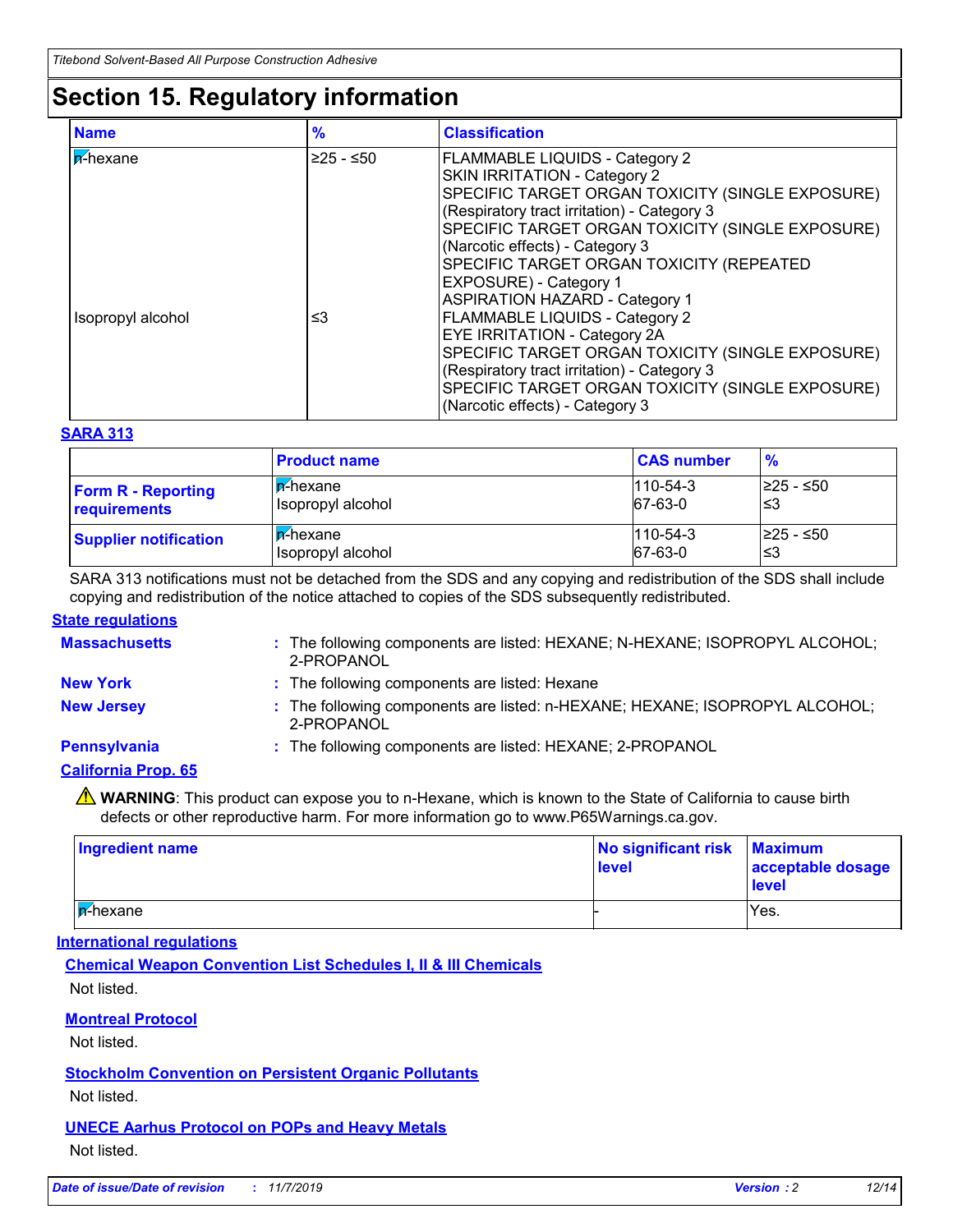# Section 15. Regulatory information

| Name | % | Classification |
|---|---|---|
| n-hexane | ≥25 - ≤50 | FLAMMABLE LIQUIDS - Category 2<br>SKIN IRRITATION - Category 2<br>SPECIFIC TARGET ORGAN TOXICITY (SINGLE EXPOSURE) (Respiratory tract irritation) - Category 3<br>SPECIFIC TARGET ORGAN TOXICITY (SINGLE EXPOSURE) (Narcotic effects) - Category 3<br>SPECIFIC TARGET ORGAN TOXICITY (REPEATED EXPOSURE) - Category 1<br>ASPIRATION HAZARD - Category 1 |
| Isopropyl alcohol | ≤3 | FLAMMABLE LIQUIDS - Category 2<br>EYE IRRITATION - Category 2A<br>SPECIFIC TARGET ORGAN TOXICITY (SINGLE EXPOSURE) (Respiratory tract irritation) - Category 3<br>SPECIFIC TARGET ORGAN TOXICITY (SINGLE EXPOSURE) (Narcotic effects) - Category 3 |

**SARA 313**

| | Product name | CAS number | % |
|---|---|---|---|
| **Form R - Reporting requirements** | n-hexane<br>Isopropyl alcohol | 110-54-3<br>67-63-0 | ≥25 - ≤50<br>≤3 |
| **Supplier notification** | n-hexane<br>Isopropyl alcohol | 110-54-3<br>67-63-0 | ≥25 - ≤50<br>≤3 |

SARA 313 notifications must not be detached from the SDS and any copying and redistribution of the SDS shall include copying and redistribution of the notice attached to copies of the SDS subsequently redistributed.

**State regulations**

**Massachusetts** : The following components are listed: HEXANE; N-HEXANE; ISOPROPYL ALCOHOL; 2-PROPANOL

**New York** : The following components are listed: Hexane

**New Jersey** : The following components are listed: n-HEXANE; HEXANE; ISOPROPYL ALCOHOL; 2-PROPANOL

**Pennsylvania** : The following components are listed: HEXANE; 2-PROPANOL

**California Prop. 65**

⚠ **WARNING**: This product can expose you to n-Hexane, which is known to the State of California to cause birth defects or other reproductive harm. For more information go to www.P65Warnings.ca.gov.

| Ingredient name | No significant risk level | Maximum acceptable dosage level |
|---|---|---|
| n-hexane | - | Yes. |

**International regulations**

**Chemical Weapon Convention List Schedules I, II & III Chemicals**

Not listed.

**Montreal Protocol**

Not listed.

**Stockholm Convention on Persistent Organic Pollutants**

Not listed.

**UNECE Aarhus Protocol on POPs and Heavy Metals**

Not listed.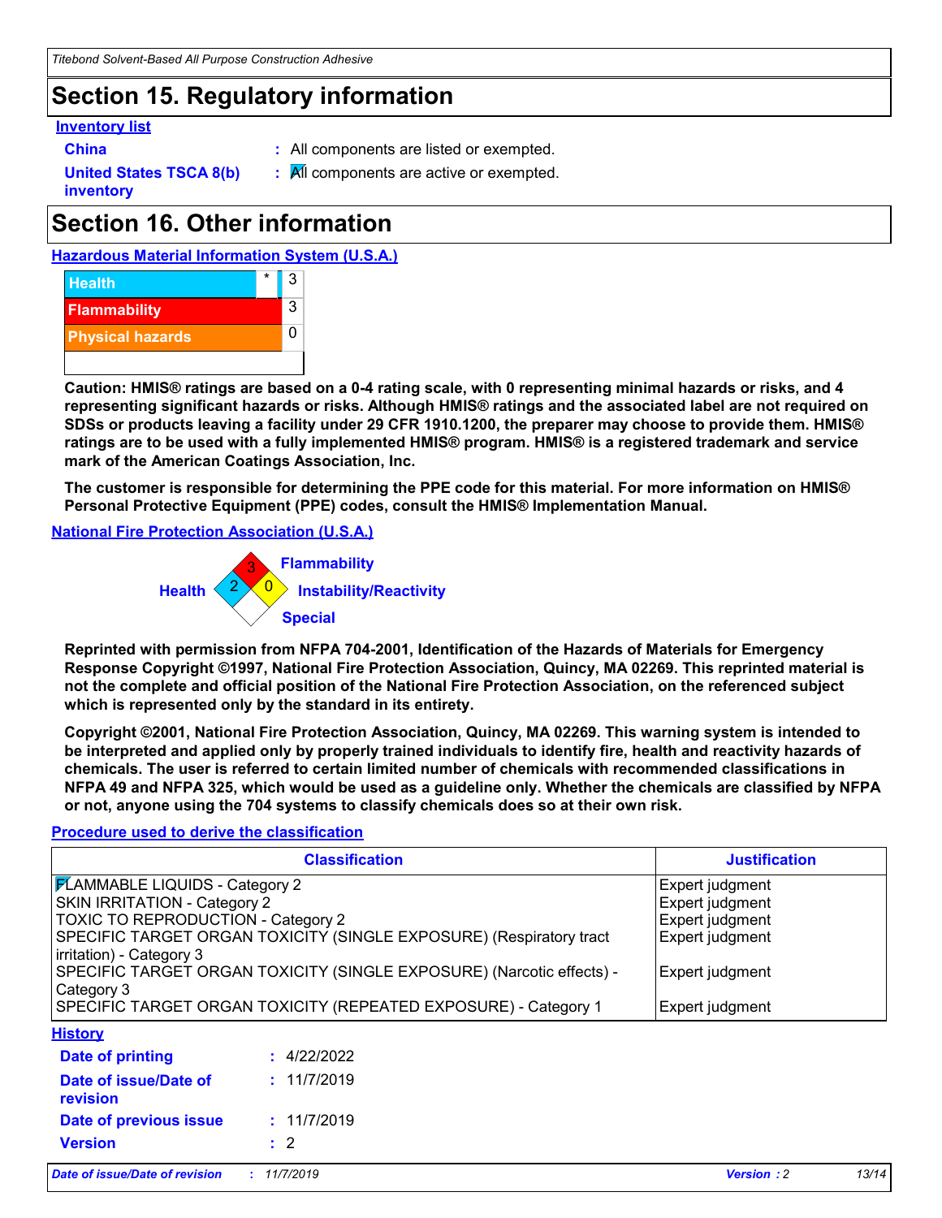## Section 15. Regulatory information

**Inventory list**

**China** : All components are listed or exempted.

**United States TSCA 8(b) inventory** : All components are active or exempted.

## Section 16. Other information

**Hazardous Material Information System (U.S.A.)**

| | | |
|---|---|---|
| Health | * | 3 |
| Flammability | | 3 |
| Physical hazards | | 0 |

**Caution: HMIS® ratings are based on a 0-4 rating scale, with 0 representing minimal hazards or risks, and 4 representing significant hazards or risks. Although HMIS® ratings and the associated label are not required on SDSs or products leaving a facility under 29 CFR 1910.1200, the preparer may choose to provide them. HMIS® ratings are to be used with a fully implemented HMIS® program. HMIS® is a registered trademark and service mark of the American Coatings Association, Inc.**

**The customer is responsible for determining the PPE code for this material. For more information on HMIS® Personal Protective Equipment (PPE) codes, consult the HMIS® Implementation Manual.**

**National Fire Protection Association (U.S.A.)**

Flammability: 3
Health: 2
Instability/Reactivity: 0
Special:

**Reprinted with permission from NFPA 704-2001, Identification of the Hazards of Materials for Emergency Response Copyright ©1997, National Fire Protection Association, Quincy, MA 02269. This reprinted material is not the complete and official position of the National Fire Protection Association, on the referenced subject which is represented only by the standard in its entirety.**

**Copyright ©2001, National Fire Protection Association, Quincy, MA 02269. This warning system is intended to be interpreted and applied only by properly trained individuals to identify fire, health and reactivity hazards of chemicals. The user is referred to certain limited number of chemicals with recommended classifications in NFPA 49 and NFPA 325, which would be used as a guideline only. Whether the chemicals are classified by NFPA or not, anyone using the 704 systems to classify chemicals does so at their own risk.**

**Procedure used to derive the classification**

| Classification | Justification |
|---|---|
| FLAMMABLE LIQUIDS - Category 2 | Expert judgment |
| SKIN IRRITATION - Category 2 | Expert judgment |
| TOXIC TO REPRODUCTION - Category 2 | Expert judgment |
| SPECIFIC TARGET ORGAN TOXICITY (SINGLE EXPOSURE) (Respiratory tract irritation) - Category 3 | Expert judgment |
| SPECIFIC TARGET ORGAN TOXICITY (SINGLE EXPOSURE) (Narcotic effects) - Category 3 | Expert judgment |
| SPECIFIC TARGET ORGAN TOXICITY (REPEATED EXPOSURE) - Category 1 | Expert judgment |

**History**

**Date of printing** : 4/22/2022

**Date of issue/Date of revision** : 11/7/2019

**Date of previous issue** : 11/7/2019

**Version** : 2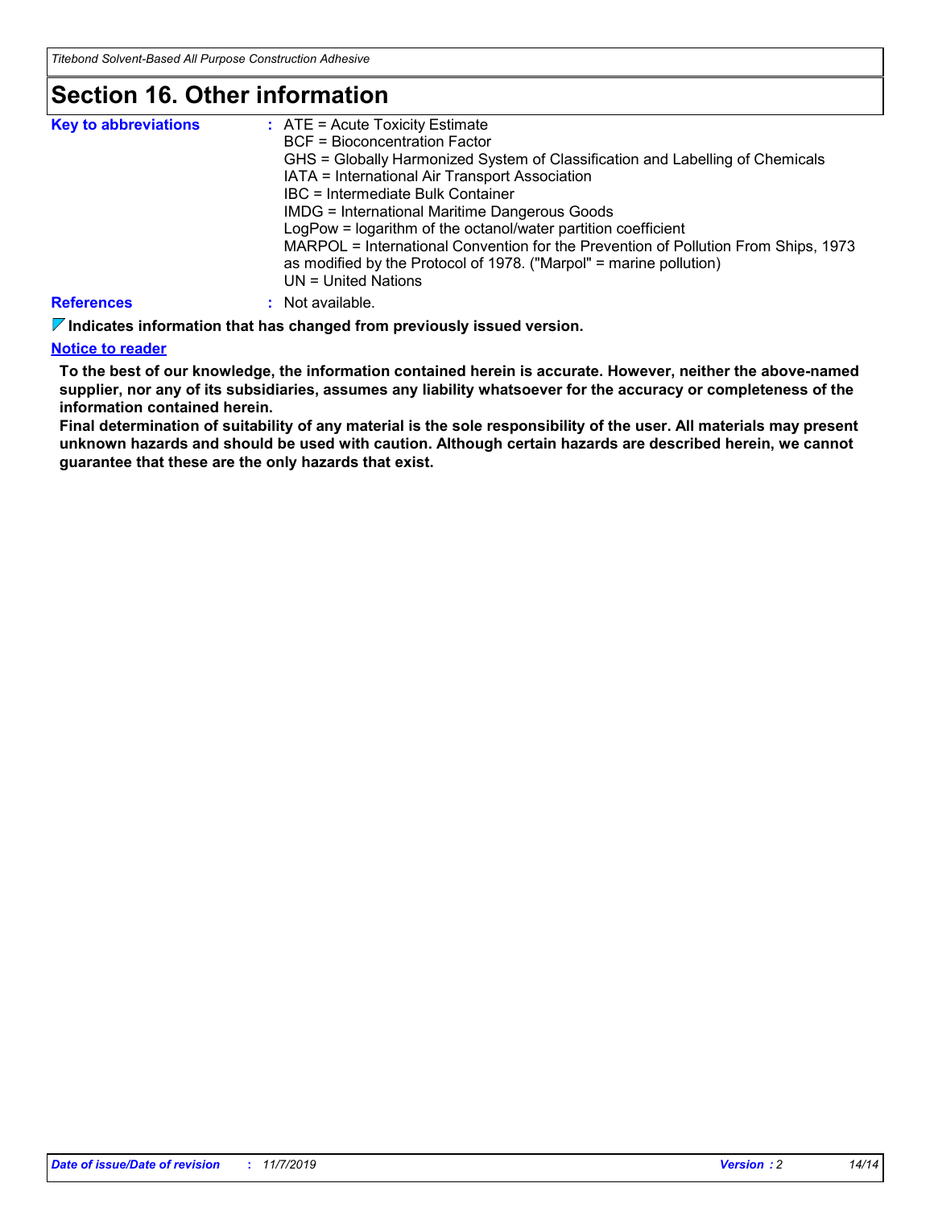## Section 16. Other information

**Key to abbreviations** : ATE = Acute Toxicity Estimate
BCF = Bioconcentration Factor
GHS = Globally Harmonized System of Classification and Labelling of Chemicals
IATA = International Air Transport Association
IBC = Intermediate Bulk Container
IMDG = International Maritime Dangerous Goods
LogPow = logarithm of the octanol/water partition coefficient
MARPOL = International Convention for the Prevention of Pollution From Ships, 1973 as modified by the Protocol of 1978. ("Marpol" = marine pollution)
UN = United Nations

**References** : Not available.

**Indicates information that has changed from previously issued version.**

**Notice to reader**

**To the best of our knowledge, the information contained herein is accurate. However, neither the above-named supplier, nor any of its subsidiaries, assumes any liability whatsoever for the accuracy or completeness of the information contained herein.**

**Final determination of suitability of any material is the sole responsibility of the user. All materials may present unknown hazards and should be used with caution. Although certain hazards are described herein, we cannot guarantee that these are the only hazards that exist.**